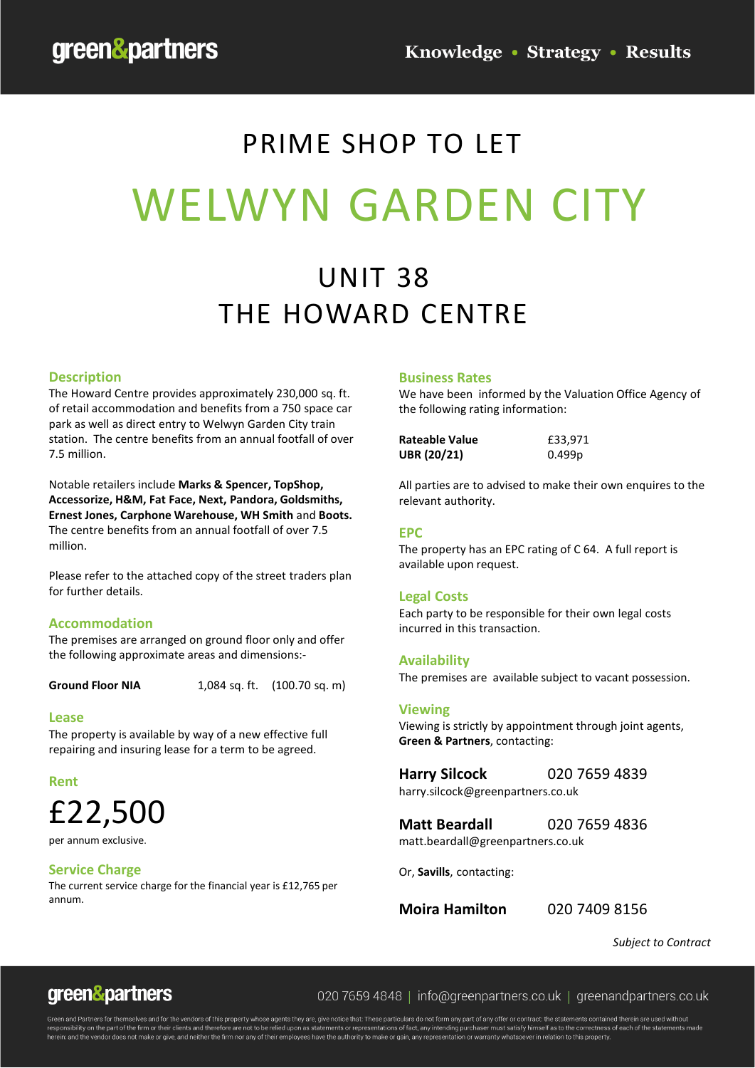# PRIME SHOP TO LET

# WELWYN GARDEN CITY

## UNIT 38
## THE HOWARD CENTRE

### Description

The Howard Centre provides approximately 230,000 sq. ft. of retail accommodation and benefits from a 750 space car park as well as direct entry to Welwyn Garden City train station. The centre benefits from an annual footfall of over 7.5 million.

Notable retailers include **Marks & Spencer, TopShop, Accessorize, H&M, Fat Face, Next, Pandora, Goldsmiths, Ernest Jones, Carphone Warehouse, WH Smith** and **Boots.** The centre benefits from an annual footfall of over 7.5 million.

Please refer to the attached copy of the street traders plan for further details.

### Accommodation

The premises are arranged on ground floor only and offer the following approximate areas and dimensions:-

| | | |
|---|---|---|
| **Ground Floor NIA** | 1,084 sq. ft. | (100.70 sq. m) |

### Lease

The property is available by way of a new effective full repairing and insuring lease for a term to be agreed.

### Rent

£22,500

per annum exclusive.

### Service Charge

The current service charge for the financial year is £12,765 per annum.

### Business Rates

We have been informed by the Valuation Office Agency of the following rating information:

| | |
|---|---|
| **Rateable Value** | £33,971 |
| **UBR (20/21)** | 0.499p |

All parties are to advised to make their own enquires to the relevant authority.

### EPC

The property has an EPC rating of C 64. A full report is available upon request.

### Legal Costs

Each party to be responsible for their own legal costs incurred in this transaction.

### Availability

The premises are available subject to vacant possession.

### Viewing

Viewing is strictly by appointment through joint agents, **Green & Partners**, contacting:

**Harry Silcock** 020 7659 4839
harry.silcock@greenpartners.co.uk

**Matt Beardall** 020 7659 4836
matt.beardall@greenpartners.co.uk

Or, **Savills**, contacting:

**Moira Hamilton** 020 7409 8156

*Subject to Contract*

020 7659 4848 | info@greenpartners.co.uk | greenandpartners.co.uk

Green and Partners for themselves and for the vendors of this property whose agents they are, give notice that: These particulars do not form any part of any offer or contract: the statements contained therein are used without responsibility on the part of the firm or their clients and therefore are not to be relied upon as statements or representations of fact, any intending purchaser must satisfy himself as to the correctness of each of the statements made herein: and the vendor does not make or give, and neither the firm nor any of their employees have the authority to make or gain, any representation or warranty whatsoever in relation to this property.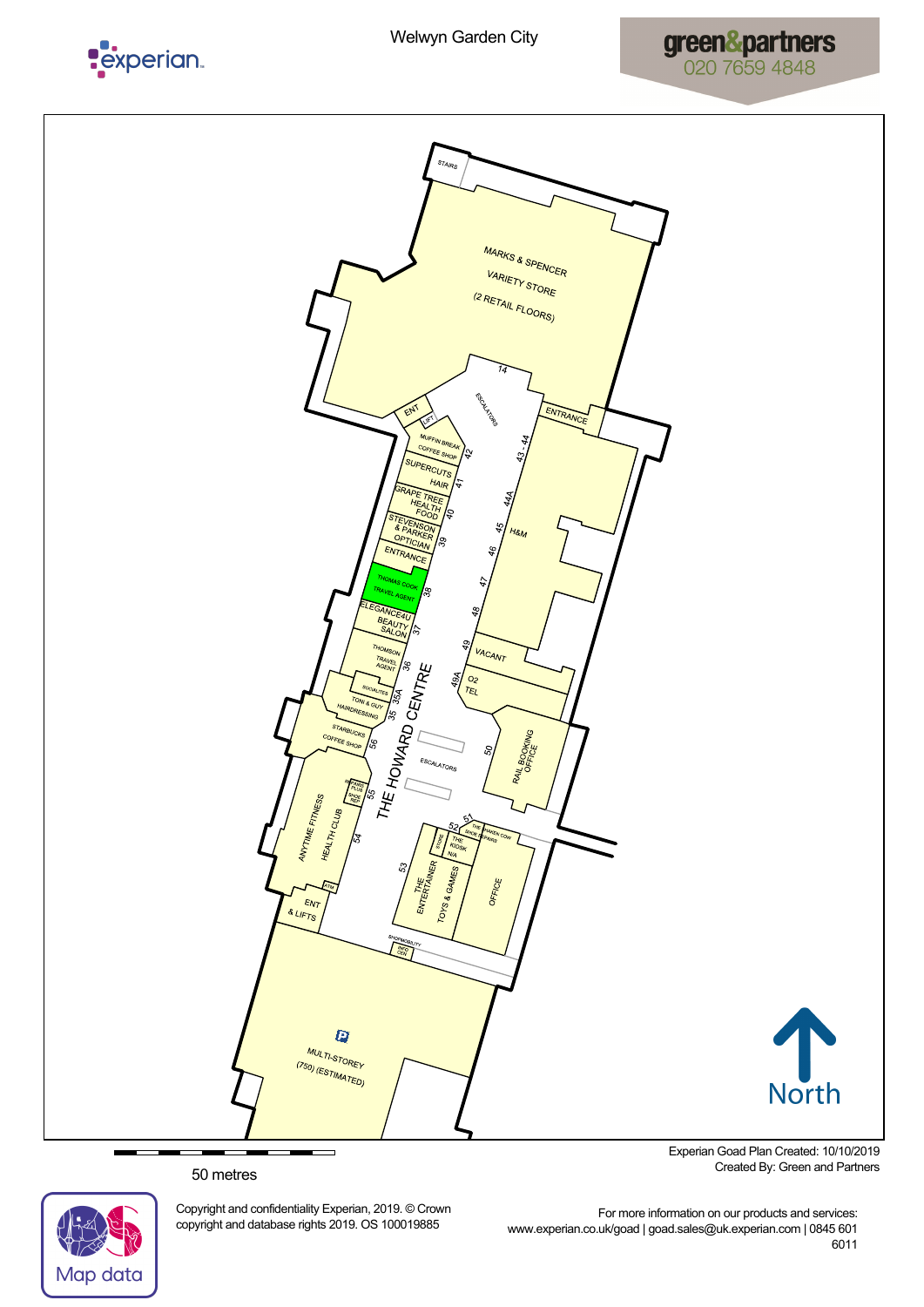# Welwyn Garden City

experian.

green&partners
020 7659 4848

STAIRS

MARKS & SPENCER
VARIETY STORE
(2 RETAIL FLOORS)

14

ESCALATORS

ENT

LIFT

ENTRANCE

MUFFIN BREAK
COFFEE SHOP
42

43 - 44

SUPERCUTS
HAIR
41

GRAPE TREE
HEALTH
FOOD
40

44A

STEVENSON
& PARKER
OPTICIAN
39

45

H&M

ENTRANCE

46

THOMAS COOK
TRAVEL AGENT
38

47

ELEGANCE4U
BEAUTY
SALON
37

48

THOMSON
TRAVEL
AGENT
36

49

VACANT

SOCIALITES
35A

49A

O2
TEL

TONI & GUY
HAIRDRESSING
35

THE HOWARD CENTRE

STARBUCKS
COFFEE SHOP
56

50

RAIL BOOKING
OFFICE

ESCALATORS

REPAIRS PLUS
SHOE REP
55

ANYTIME FITNESS
HEALTH CLUB
54

52

51

THE RAMEN COW

THE SHOE REPAIRS

STORE

THE KIOSK
N/A

53

THE ENTERTAINER

TOYS & GAMES

OFFICE

ATM

ENT
& LIFTS

SHOPMOBILITY

INFO
CEN

P

MULTI-STOREY
(750) (ESTIMATED)

North

50 metres

Experian Goad Plan Created: 10/10/2019
Created By: Green and Partners

Map data

Copyright and confidentiality Experian, 2019. © Crown copyright and database rights 2019. OS 100019885

For more information on our products and services:
www.experian.co.uk/goad | goad.sales@uk.experian.com | 0845 601 6011